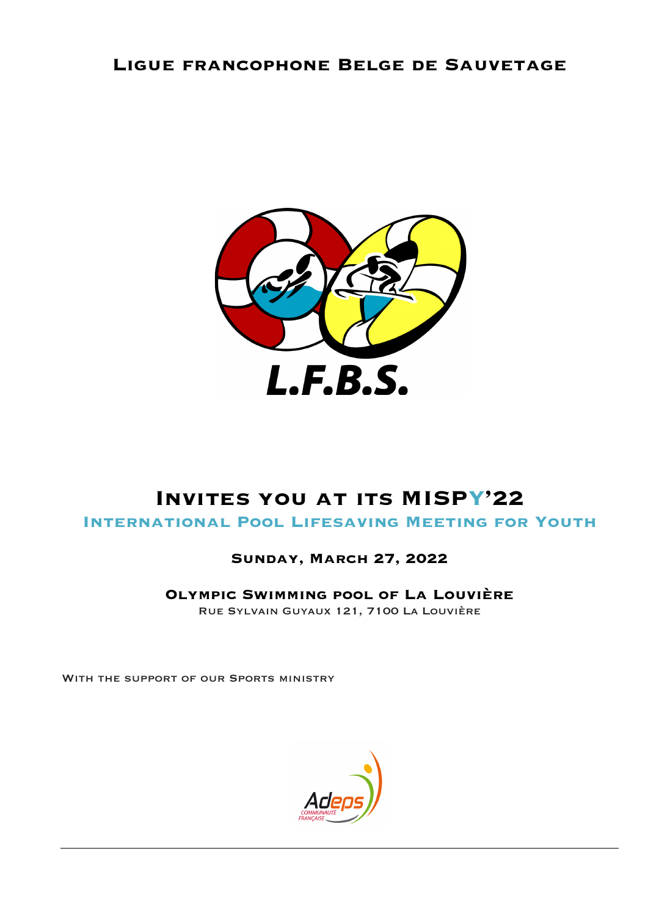# Ligue francophone Belge de Sauvetage

L.F.B.S.

# Invites you at its MISPY'22

## International Pool Lifesaving Meeting for Youth

### Sunday, March 27, 2022

### Olympic Swimming pool of La Louvière

Rue Sylvain Guyaux 121, 7100 La Louvière

With the support of our Sports ministry

Adeps
COMMUNAUTÉ FRANÇAISE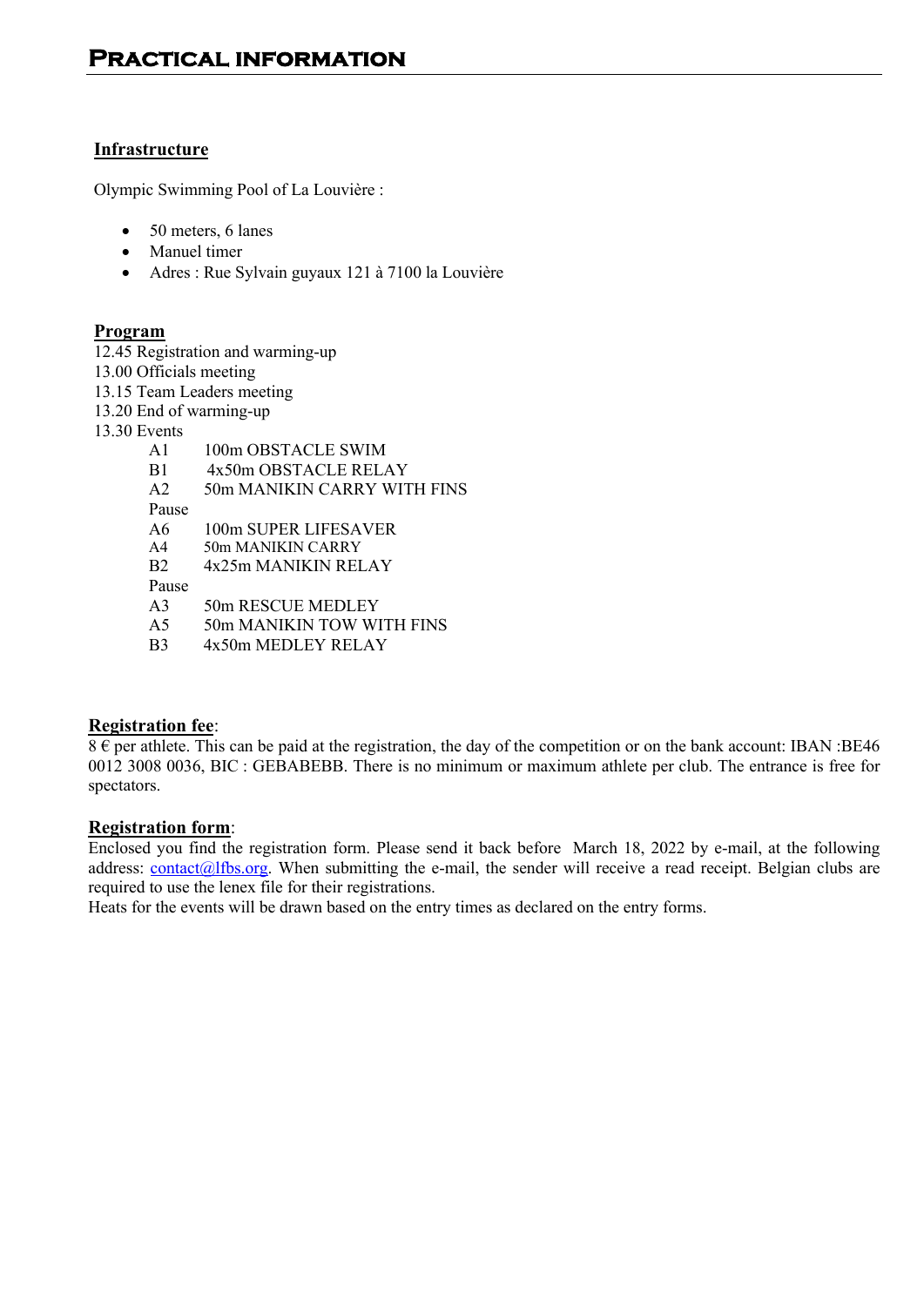# Practical information

## Infrastructure

Olympic Swimming Pool of La Louvière :

- 50 meters, 6 lanes
- Manuel timer
- Adres : Rue Sylvain guyaux 121 à 7100 la Louvière

## Program

12.45 Registration and warming-up
13.00 Officials meeting
13.15 Team Leaders meeting
13.20 End of warming-up
13.30 Events

A1 100m OBSTACLE SWIM
B1 4x50m OBSTACLE RELAY
A2 50m MANIKIN CARRY WITH FINS
Pause
A6 100m SUPER LIFESAVER
A4 50m MANIKIN CARRY
B2 4x25m MANIKIN RELAY
Pause
A3 50m RESCUE MEDLEY
A5 50m MANIKIN TOW WITH FINS
B3 4x50m MEDLEY RELAY

**Registration fee**:
8 € per athlete. This can be paid at the registration, the day of the competition or on the bank account: IBAN :BE46 0012 3008 0036, BIC : GEBABEBB. There is no minimum or maximum athlete per club. The entrance is free for spectators.

**Registration form**:
Enclosed you find the registration form. Please send it back before March 18, 2022 by e-mail, at the following address: contact@lfbs.org. When submitting the e-mail, the sender will receive a read receipt. Belgian clubs are required to use the lenex file for their registrations.
Heats for the events will be drawn based on the entry times as declared on the entry forms.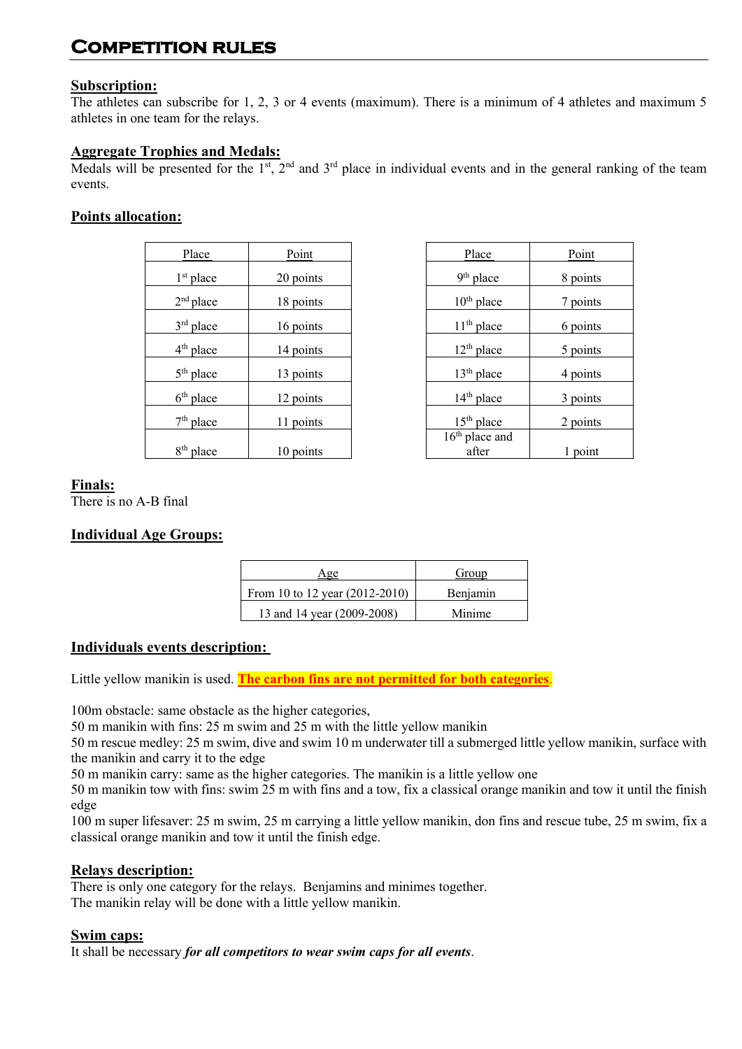# Competition rules

**Subscription:**

The athletes can subscribe for 1, 2, 3 or 4 events (maximum). There is a minimum of 4 athletes and maximum 5 athletes in one team for the relays.

**Aggregate Trophies and Medals:**

Medals will be presented for the 1st, 2nd and 3rd place in individual events and in the general ranking of the team events.

**Points allocation:**

| Place | Point |
|---|---|
| 1st place | 20 points |
| 2nd place | 18 points |
| 3rd place | 16 points |
| 4th place | 14 points |
| 5th place | 13 points |
| 6th place | 12 points |
| 7th place | 11 points |
| 8th place | 10 points |

| Place | Point |
|---|---|
| 9th place | 8 points |
| 10th place | 7 points |
| 11th place | 6 points |
| 12th place | 5 points |
| 13th place | 4 points |
| 14th place | 3 points |
| 15th place | 2 points |
| 16th place and after | 1 point |

**Finals:**

There is no A-B final

**Individual Age Groups:**

| Age | Group |
|---|---|
| From 10 to 12 year (2012-2010) | Benjamin |
| 13 and 14 year (2009-2008) | Minime |

**Individuals events description:**

Little yellow manikin is used. **The carbon fins are not permitted for both categories**.

100m obstacle: same obstacle as the higher categories,
50 m manikin with fins: 25 m swim and 25 m with the little yellow manikin
50 m rescue medley: 25 m swim, dive and swim 10 m underwater till a submerged little yellow manikin, surface with the manikin and carry it to the edge
50 m manikin carry: same as the higher categories. The manikin is a little yellow one
50 m manikin tow with fins: swim 25 m with fins and a tow, fix a classical orange manikin and tow it until the finish edge
100 m super lifesaver: 25 m swim, 25 m carrying a little yellow manikin, don fins and rescue tube, 25 m swim, fix a classical orange manikin and tow it until the finish edge.

**Relays description:**

There is only one category for the relays. Benjamins and minimes together.
The manikin relay will be done with a little yellow manikin.

**Swim caps:**

It shall be necessary ***for all competitors to wear swim caps for all events***.